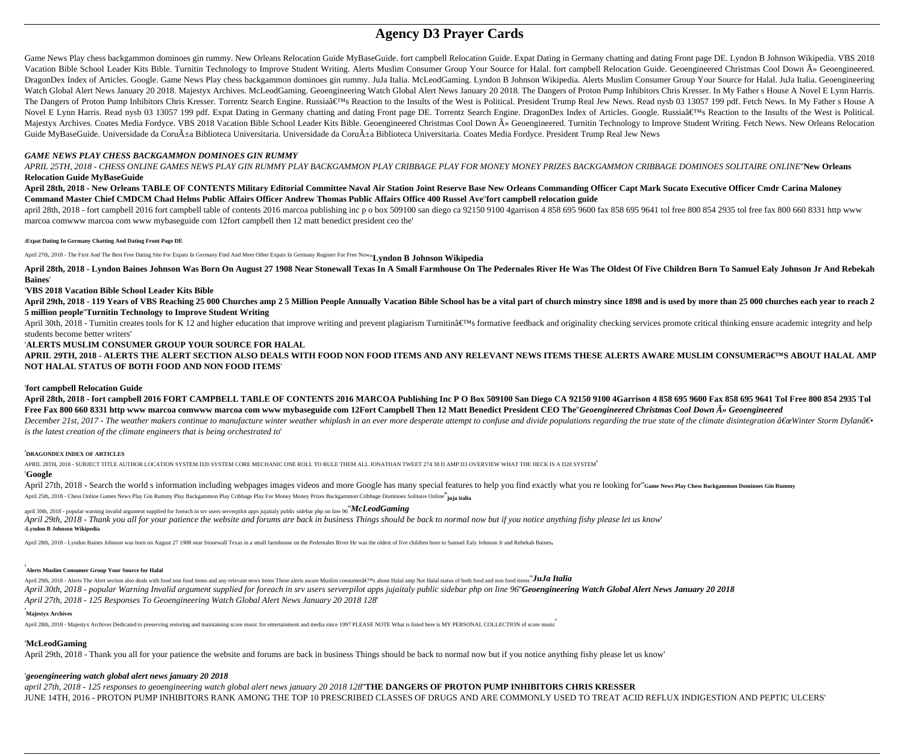# Agency D3 Prayer Cards

Game News Play chess backgammon dominoes gin rummy. New Orleans Relocation Guide MyBaseGuide. fort campbell Relocation Guide. Expat Dating in Germany chatting and dating Front page DE. Lyndon B Johnson Wikipedia. VBS 2018 Vacation Bible School Leader Kits Bible. Turnitin Technology to Improve Student Writing. Alerts Muslim Consumer Group Your Source for Halal. fort campbell Relocation Guide. Geoengineered Christmas Cool Down Â» Geoengineered. DragonDex Index of Articles. Google. Game News Play chess backgammon dominoes gin rummy. JuJa Italia. McLeodGaming. Lyndon B Johnson Wikipedia. Alerts Muslim Consumer Group Your Source for Halal. JuJa Italia. Geoengineering Watch Global Alert News January 20 2018. Majestyx Archives. McLeodGaming. Geoengineering Watch Global Alert News January 20 2018. The Dangers of Proton Pump Inhibitors Chris Kresser. In My Father s House A Novel E Lynn Harris. The Dangers of Proton Pump Inhibitors Chris Kresser. Torrentz Search Engine. Russiaâ€™s Reaction to the Insults of the West is Political. President Trump Real Jew News. Read nysb 03 13057 199 pdf. Fetch News. In My Father s House A Novel E Lynn Harris. Read nysb 03 13057 199 pdf. Expat Dating in Germany chatting and dating Front page DE. Torrentz Search Engine. DragonDex Index of Articles. Google. Russiaâ€™s Reaction to the Insults of the West is Political. Majestyx Archives. Coates Media Fordyce. VBS 2018 Vacation Bible School Leader Kits Bible. Geoengineered Christmas Cool Down Â» Geoengineered. Turnitin Technology to Improve Student Writing. Fetch News. New Orleans Relocation Guide MyBaseGuide. Universidade da CoruÃ±a Biblioteca Universitaria. Universidade da CoruÃ±a Biblioteca Universitaria. Coates Media Fordyce. President Trump Real Jew News

*GAME NEWS PLAY CHESS BACKGAMMON DOMINOES GIN RUMMY*

*APRIL 25TH, 2018 - CHESS ONLINE GAMES NEWS PLAY GIN RUMMY PLAY BACKGAMMON PLAY CRIBBAGE PLAY FOR MONEY MONEY PRIZES BACKGAMMON CRIBBAGE DOMINOES SOLITAIRE ONLINE*''**New Orleans Relocation Guide MyBaseGuide**

**April 28th, 2018 - New Orleans TABLE OF CONTENTS Military Editorial Committee Naval Air Station Joint Reserve Base New Orleans Commanding Officer Capt Mark Sucato Executive Officer Cmdr Carina Maloney Command Master Chief CMDCM Chad Helms Public Affairs Officer Andrew Thomas Public Affairs Office 400 Russel Ave**''**fort campbell relocation guide**

april 28th, 2018 - fort campbell 2016 fort campbell table of contents 2016 marcoa publishing inc p o box 509100 san diego ca 92150 9100 4garrison 4 858 695 9600 fax 858 695 9641 tol free 800 854 2935 tol free fax 800 660 8331 http www marcoa comwww marcoa com www mybaseguide com 12fort campbell then 12 matt benedict president ceo the'

'**Expat Dating In Germany Chatting And Dating Front Page DE**

April 27th, 2018 - The First And The Best Free Dating Site For Expats In Germany Find And Meet Other Expats In Germany Register For Free Now''**Lyndon B Johnson Wikipedia**

**April 28th, 2018 - Lyndon Baines Johnson Was Born On August 27 1908 Near Stonewall Texas In A Small Farmhouse On The Pedernales River He Was The Oldest Of Five Children Born To Samuel Ealy Johnson Jr And Rebekah Baines**'

'**VBS 2018 Vacation Bible School Leader Kits Bible**

**April 29th, 2018 - 119 Years of VBS Reaching 25 000 Churches amp 2 5 Million People Annually Vacation Bible School has be a vital part of church minstry since 1898 and is used by more than 25 000 churches each year to reach 2 5 million people**''**Turnitin Technology to Improve Student Writing**

April 30th, 2018 - Turnitin creates tools for K 12 and higher education that improve writing and prevent plagiarism Turnitinâ€™s formative feedback and originality checking services promote critical thinking ensure academic integrity and help students become better writers'

'**ALERTS MUSLIM CONSUMER GROUP YOUR SOURCE FOR HALAL**

**APRIL 29TH, 2018 - ALERTS THE ALERT SECTION ALSO DEALS WITH FOOD NON FOOD ITEMS AND ANY RELEVANT NEWS ITEMS THESE ALERTS AWARE MUSLIM CONSUMERâ€™S ABOUT HALAL AMP NOT HALAL STATUS OF BOTH FOOD AND NON FOOD ITEMS**'

'**fort campbell Relocation Guide**

**April 28th, 2018 - fort campbell 2016 FORT CAMPBELL TABLE OF CONTENTS 2016 MARCOA Publishing Inc P O Box 509100 San Diego CA 92150 9100 4Garrison 4 858 695 9600 Fax 858 695 9641 Tol Free 800 854 2935 Tol Free Fax 800 660 8331 http www marcoa comwww marcoa com www mybaseguide com 12Fort Campbell Then 12 Matt Benedict President CEO The**''***Geoengineered Christmas Cool Down Â» Geoengineered***

*December 21st, 2017 - The weather makers continue to manufacture winter weather whiplash in an ever more desperate attempt to confuse and divide populations regarding the true state of the climate disintegration â€œWinter Storm Dylanâ€• is the latest creation of the climate engineers that is being orchestrated to*'

'**DRAGONDEX INDEX OF ARTICLES**

APRIL 28TH, 2018 - SUBJECT TITLE AUTHOR LOCATION SYSTEM D20 SYSTEM CORE MECHANIC ONE ROLL TO RULE THEM ALL JONATHAN TWEET 274 38 D AMP D3 OVERVIEW WHAT THE HECK IS A D20 SYSTEM'

'**Google**

April 27th, 2018 - Search the world s information including webpages images videos and more Google has many special features to help you find exactly what you re looking for''**Game News Play Chess Backgammon Dominoes Gin Rummy**

April 25th, 2018 - Chess Online Games News Play Gin Rummy Play Backgammon Play Cribbage Play For Money Money Prizes Backgammon Cribbage Dominoes Solitaire Online''**juja italia**

april 30th, 2018 - popular warning invalid argument supplied for foreach in srv users serverpilot apps jujaitaly public sidebar php on line 96''***McLeodGaming***

*April 29th, 2018 - Thank you all for your patience the website and forums are back in business Things should be back to normal now but if you notice anything fishy please let us know*'

'**Lyndon B Johnson Wikipedia**

April 28th, 2018 - Lyndon Baines Johnson was born on August 27 1908 near Stonewall Texas in a small farmhouse on the Pedernales River He was the oldest of five children born to Samuel Ealy Johnson Jr and Rebekah Baines'

'**Alerts Muslim Consumer Group Your Source for Halal**

April 29th, 2018 - Alerts The Alert section also deals with food non food items and any relevant news items These alerts aware Muslim consumerâ€™s about Halal amp Not Halal status of both food and non food items''***JuJa Italia***

*April 30th, 2018 - popular Warning Invalid argument supplied for foreach in srv users serverpilot apps jujaitaly public sidebar php on line 96*''***Geoengineering Watch Global Alert News January 20 2018***

*April 27th, 2018 - 125 Responses To Geoengineering Watch Global Alert News January 20 2018 128*'

'**Majestyx Archives**

April 28th, 2018 - Majestyx Archives Dedicated to preserving restoring and maintaining score music for entertainment and media since 1997 PLEASE NOTE What is listed here is MY PERSONAL COLLECTION of score music'

'**McLeodGaming**

April 29th, 2018 - Thank you all for your patience the website and forums are back in business Things should be back to normal now but if you notice anything fishy please let us know'

'***geoengineering watch global alert news january 20 2018***

*april 27th, 2018 - 125 responses to geoengineering watch global alert news january 20 2018 128*''**THE DANGERS OF PROTON PUMP INHIBITORS CHRIS KRESSER**

JUNE 14TH, 2016 - PROTON PUMP INHIBITORS RANK AMONG THE TOP 10 PRESCRIBED CLASSES OF DRUGS AND ARE COMMONLY USED TO TREAT ACID REFLUX INDIGESTION AND PEPTIC ULCERS'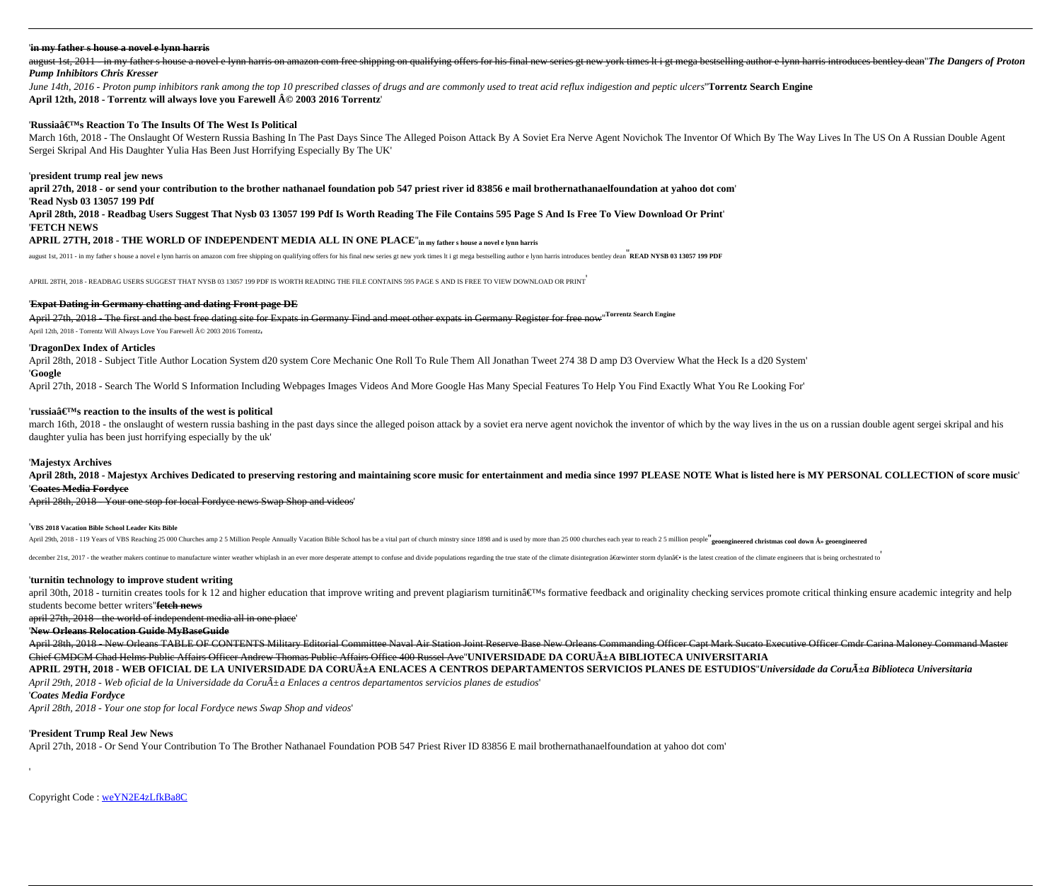'**in my father s house a novel e lynn harris**

august 1st, 2011 - in my father s house a novel e lynn harris on amazon com free shipping on qualifying offers for his final new series gt new york times lt i gt mega bestselling author e lynn harris introduces bentley dean''***The Dangers of Proton Pump Inhibitors Chris Kresser***

*June 14th, 2016 - Proton pump inhibitors rank among the top 10 prescribed classes of drugs and are commonly used to treat acid reflux indigestion and peptic ulcers*''**Torrentz Search Engine**

**April 12th, 2018 - Torrentz will always love you Farewell Â© 2003 2016 Torrentz**'

'**Russiaâ€™s Reaction To The Insults Of The West Is Political**

March 16th, 2018 - The Onslaught Of Western Russia Bashing In The Past Days Since The Alleged Poison Attack By A Soviet Era Nerve Agent Novichok The Inventor Of Which By The Way Lives In The US On A Russian Double Agent Sergei Skripal And His Daughter Yulia Has Been Just Horrifying Especially By The UK'

'**president trump real jew news**

**april 27th, 2018 - or send your contribution to the brother nathanael foundation pob 547 priest river id 83856 e mail brothernathanaelfoundation at yahoo dot com**'

'**Read Nysb 03 13057 199 Pdf**

**April 28th, 2018 - Readbag Users Suggest That Nysb 03 13057 199 Pdf Is Worth Reading The File Contains 595 Page S And Is Free To View Download Or Print**'

'**FETCH NEWS**

**APRIL 27TH, 2018 - THE WORLD OF INDEPENDENT MEDIA ALL IN ONE PLACE**''**in my father s house a novel e lynn harris**

august 1st, 2011 - in my father s house a novel e lynn harris on amazon com free shipping on qualifying offers for his final new series gt new york times lt i gt mega bestselling author e lynn harris introduces bentley dean''**READ NYSB 03 13057 199 PDF**

APRIL 28TH, 2018 - READBAG USERS SUGGEST THAT NYSB 03 13057 199 PDF IS WORTH READING THE FILE CONTAINS 595 PAGE S AND IS FREE TO VIEW DOWNLOAD OR PRINT'

'**Expat Dating in Germany chatting and dating Front page DE**

April 27th, 2018 - The first and the best free dating site for Expats in Germany Find and meet other expats in Germany Register for free now''**Torrentz Search Engine**

April 12th, 2018 - Torrentz Will Always Love You Farewell Â© 2003 2016 Torrentz'

'**DragonDex Index of Articles**

April 28th, 2018 - Subject Title Author Location System d20 system Core Mechanic One Roll To Rule Them All Jonathan Tweet 274 38 D amp D3 Overview What the Heck Is a d20 System'

'**Google**

April 27th, 2018 - Search The World S Information Including Webpages Images Videos And More Google Has Many Special Features To Help You Find Exactly What You Re Looking For'

'**russiaâ€™s reaction to the insults of the west is political**

march 16th, 2018 - the onslaught of western russia bashing in the past days since the alleged poison attack by a soviet era nerve agent novichok the inventor of which by the way lives in the us on a russian double agent sergei skripal and his daughter yulia has been just horrifying especially by the uk'

'**Majestyx Archives**

**April 28th, 2018 - Majestyx Archives Dedicated to preserving restoring and maintaining score music for entertainment and media since 1997 PLEASE NOTE What is listed here is MY PERSONAL COLLECTION of score music**'

'**Coates Media Fordyce**

April 28th, 2018 - Your one stop for local Fordyce news Swap Shop and videos'

'**VBS 2018 Vacation Bible School Leader Kits Bible**

April 29th, 2018 - 119 Years of VBS Reaching 25 000 Churches amp 2 5 Million People Annually Vacation Bible School has be a vital part of church minstry since 1898 and is used by more than 25 000 churches each year to reach 2 5 million people''**geoengineered christmas cool down Â» geoengineered**

december 21st, 2017 - the weather makers continue to manufacture winter weather whiplash in an ever more desperate attempt to confuse and divide populations regarding the true state of the climate disintegration â€œwinter storm dylanâ€• is the latest creation of the climate engineers that is being orchestrated to'

'**turnitin technology to improve student writing**

april 30th, 2018 - turnitin creates tools for k 12 and higher education that improve writing and prevent plagiarism turnitinâ€™s formative feedback and originality checking services promote critical thinking ensure academic integrity and help students become better writers''**fetch news**

april 27th, 2018 - the world of independent media all in one place'

'**New Orleans Relocation Guide MyBaseGuide**

April 28th, 2018 - New Orleans TABLE OF CONTENTS Military Editorial Committee Naval Air Station Joint Reserve Base New Orleans Commanding Officer Capt Mark Sucato Executive Officer Cmdr Carina Maloney Command Master Chief CMDCM Chad Helms Public Affairs Officer Andrew Thomas Public Affairs Office 400 Russel Ave''**UNIVERSIDADE DA CORUÃ±A BIBLIOTECA UNIVERSITARIA**

**APRIL 29TH, 2018 - WEB OFICIAL DE LA UNIVERSIDADE DA CORUÃ±A ENLACES A CENTROS DEPARTAMENTOS SERVICIOS PLANES DE ESTUDIOS**''***Universidade da CoruÃ±a Biblioteca Universitaria***

*April 29th, 2018 - Web oficial de la Universidade da CoruÃ±a Enlaces a centros departamentos servicios planes de estudios*'

'***Coates Media Fordyce***

*April 28th, 2018 - Your one stop for local Fordyce news Swap Shop and videos*'

'**President Trump Real Jew News**

April 27th, 2018 - Or Send Your Contribution To The Brother Nathanael Foundation POB 547 Priest River ID 83856 E mail brothernathanaelfoundation at yahoo dot com'

'

Copyright Code : weYN2E4zLfkBa8C